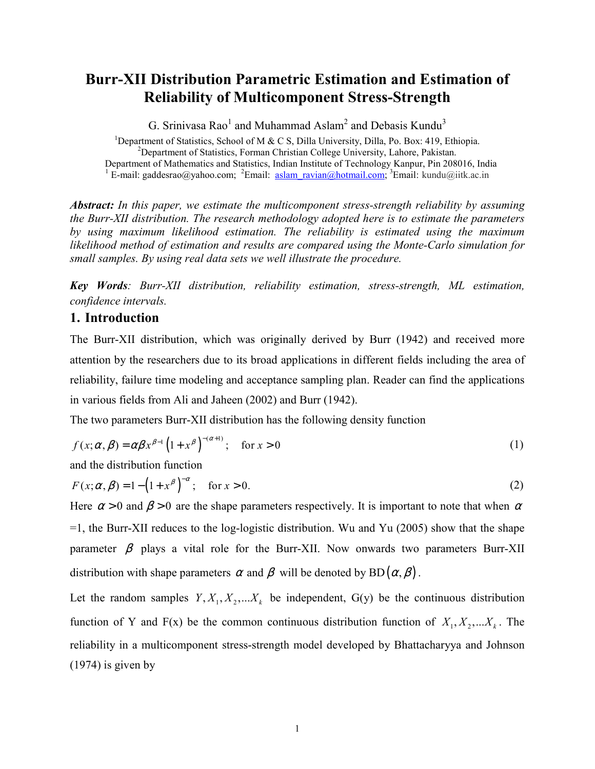# Burr-XII Distribution Parametric Estimation and Estimation of Reliability of Multicomponent Stress-Strength

G. Srinivasa Rao[1] and Muhammad Aslam[2] and Debasis Kundu[3]

[1]Department of Statistics, School of M & C S, Dilla University, Dilla, Po. Box: 419, Ethiopia.
[2]Department of Statistics, Forman Christian College University, Lahore, Pakistan.
Department of Mathematics and Statistics, Indian Institute of Technology Kanpur, Pin 208016, India
[1] E-mail: gaddesrao@yahoo.com; [2]Email: aslam_ravian@hotmail.com; [3]Email: kundu@iitk.ac.in

***Abstract:*** *In this paper, we estimate the multicomponent stress-strength reliability by assuming the Burr-XII distribution. The research methodology adopted here is to estimate the parameters by using maximum likelihood estimation. The reliability is estimated using the maximum likelihood method of estimation and results are compared using the Monte-Carlo simulation for small samples. By using real data sets we well illustrate the procedure.*

***Key Words****: Burr-XII distribution, reliability estimation, stress-strength, ML estimation, confidence intervals.*

## 1. Introduction

The Burr-XII distribution, which was originally derived by Burr (1942) and received more attention by the researchers due to its broad applications in different fields including the area of reliability, failure time modeling and acceptance sampling plan. Reader can find the applications in various fields from Ali and Jaheen (2002) and Burr (1942).

The two parameters Burr-XII distribution has the following density function

$$f(x;\alpha,\beta) = \alpha\beta x^{\beta-1}\left(1+x^{\beta}\right)^{-(\alpha+1)}; \quad \text{for } x > 0 \tag{1}$$

and the distribution function

$$F(x;\alpha,\beta) = 1-\left(1+x^{\beta}\right)^{-\alpha}; \quad \text{for } x > 0. \tag{2}$$

Here $\alpha > 0$ and $\beta > 0$ are the shape parameters respectively. It is important to note that when $\alpha$ =1, the Burr-XII reduces to the log-logistic distribution. Wu and Yu (2005) show that the shape parameter $\beta$ plays a vital role for the Burr-XII. Now onwards two parameters Burr-XII distribution with shape parameters $\alpha$ and $\beta$ will be denoted by BD$(\alpha, \beta)$.

Let the random samples $Y, X_1, X_2, \ldots X_k$ be independent, G(y) be the continuous distribution function of Y and F(x) be the common continuous distribution function of $X_1, X_2, \ldots X_k$. The reliability in a multicomponent stress-strength model developed by Bhattacharyya and Johnson (1974) is given by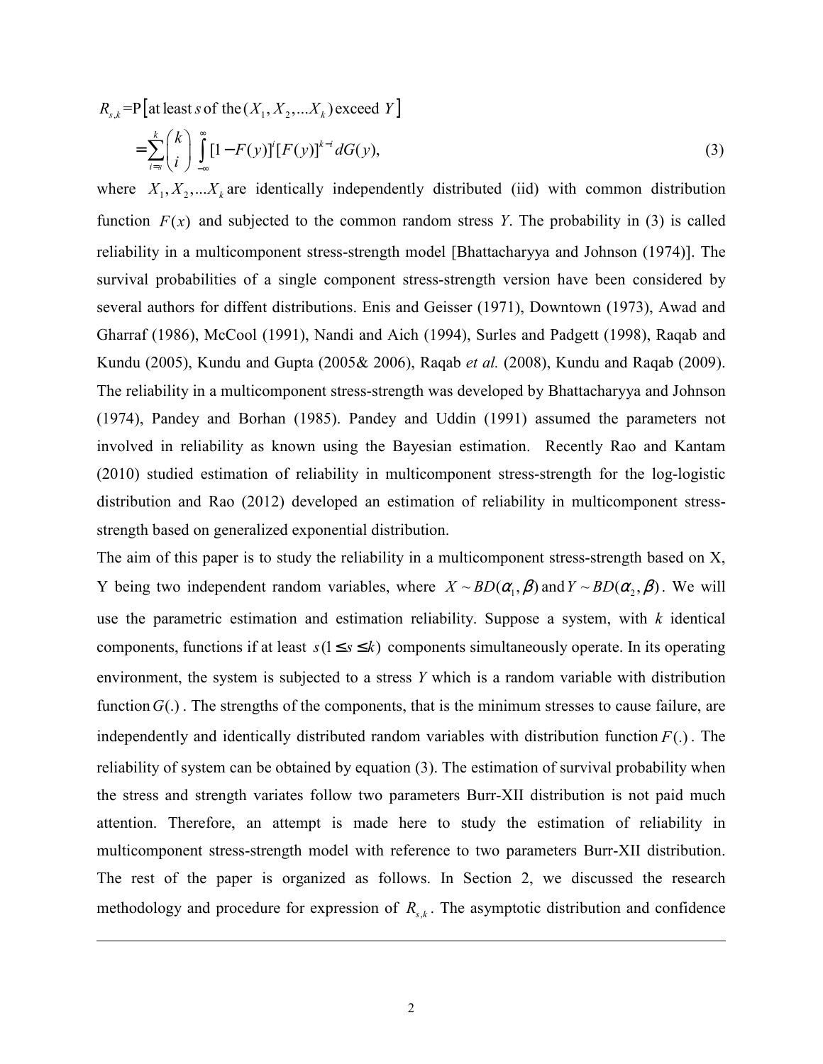$$R_{s,k} = \text{P}\left[\text{at least } s \text{ of the } (X_1, X_2, \ldots X_k) \text{ exceed } Y\right]$$

$$= \sum_{i=s}^{k} \binom{k}{i} \int_{-\infty}^{\infty} [1 - F(y)]^i [F(y)]^{k-i} \, dG(y), \tag{3}$$

where $X_1, X_2, \ldots X_k$ are identically independently distributed (iid) with common distribution function $F(x)$ and subjected to the common random stress *Y*. The probability in (3) is called reliability in a multicomponent stress-strength model [Bhattacharyya and Johnson (1974)]. The survival probabilities of a single component stress-strength version have been considered by several authors for diffent distributions. Enis and Geisser (1971), Downtown (1973), Awad and Gharraf (1986), McCool (1991), Nandi and Aich (1994), Surles and Padgett (1998), Raqab and Kundu (2005), Kundu and Gupta (2005& 2006), Raqab *et al.* (2008), Kundu and Raqab (2009). The reliability in a multicomponent stress-strength was developed by Bhattacharyya and Johnson (1974), Pandey and Borhan (1985). Pandey and Uddin (1991) assumed the parameters not involved in reliability as known using the Bayesian estimation. Recently Rao and Kantam (2010) studied estimation of reliability in multicomponent stress-strength for the log-logistic distribution and Rao (2012) developed an estimation of reliability in multicomponent stress-strength based on generalized exponential distribution.

The aim of this paper is to study the reliability in a multicomponent stress-strength based on X, Y being two independent random variables, where $X \sim BD(\alpha_1, \beta)$ and $Y \sim BD(\alpha_2, \beta)$. We will use the parametric estimation and estimation reliability. Suppose a system, with *k* identical components, functions if at least $s\,(1 \le s \le k)$ components simultaneously operate. In its operating environment, the system is subjected to a stress *Y* which is a random variable with distribution function $G(.)$. The strengths of the components, that is the minimum stresses to cause failure, are independently and identically distributed random variables with distribution function $F(.)$. The reliability of system can be obtained by equation (3). The estimation of survival probability when the stress and strength variates follow two parameters Burr-XII distribution is not paid much attention. Therefore, an attempt is made here to study the estimation of reliability in multicomponent stress-strength model with reference to two parameters Burr-XII distribution. The rest of the paper is organized as follows. In Section 2, we discussed the research methodology and procedure for expression of $R_{s,k}$. The asymptotic distribution and confidence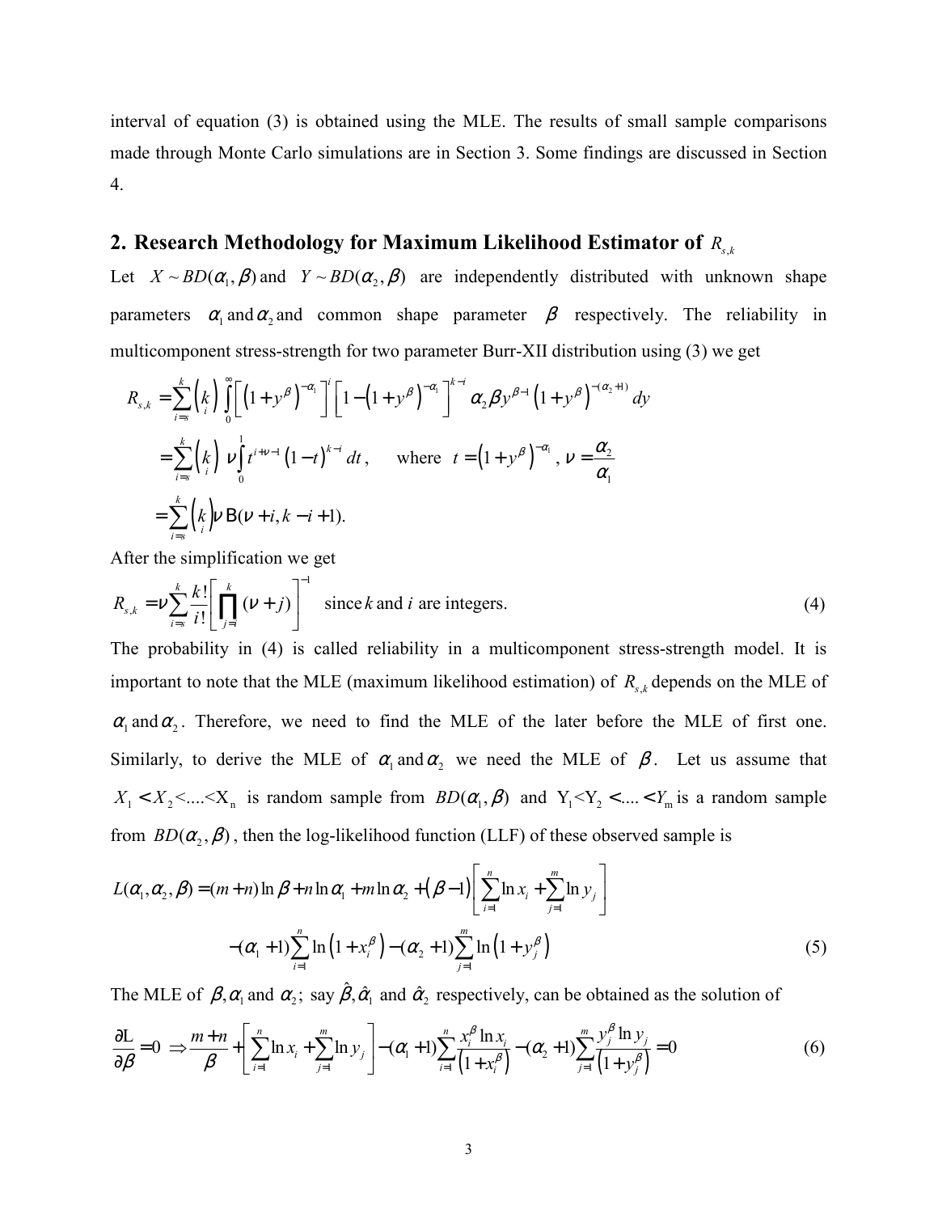interval of equation (3) is obtained using the MLE. The results of small sample comparisons made through Monte Carlo simulations are in Section 3. Some findings are discussed in Section 4.

## 2. Research Methodology for Maximum Likelihood Estimator of $R_{s,k}$

Let $X \sim BD(\alpha_1, \beta)$ and $Y \sim BD(\alpha_2, \beta)$ are independently distributed with unknown shape parameters $\alpha_1$ and $\alpha_2$ and common shape parameter $\beta$ respectively. The reliability in multicomponent stress-strength for two parameter Burr-XII distribution using (3) we get

$$
\begin{aligned}
R_{s,k} &= \sum_{i=s}^{k} \binom{k}{i} \int_0^\infty \left[ \left(1+y^\beta\right)^{-\alpha_1} \right]^i \left[ 1 - \left(1+y^\beta\right)^{-\alpha_1} \right]^{k-i} \alpha_2 \beta y^{\beta-1} \left(1+y^\beta\right)^{-(\alpha_2+1)} dy \\
&= \sum_{i=s}^{k} \binom{k}{i} \nu \int_0^1 t^{i+\nu-1} (1-t)^{k-i} \, dt, \qquad \text{where } t = \left(1+y^\beta\right)^{-\alpha_1}, \ \nu = \frac{\alpha_2}{\alpha_1} \\
&= \sum_{i=s}^{k} \binom{k}{i} \nu \, \mathrm{B}(\nu + i, k - i + 1).
\end{aligned}
$$

After the simplification we get

$$
R_{s,k} = \nu \sum_{i=s}^{k} \frac{k!}{i!} \left[ \prod_{j=i}^{k} (\nu + j) \right]^{-1} \quad \text{since } k \text{ and } i \text{ are integers.} \tag{4}
$$

The probability in (4) is called reliability in a multicomponent stress-strength model. It is important to note that the MLE (maximum likelihood estimation) of $R_{s,k}$ depends on the MLE of $\alpha_1$ and $\alpha_2$. Therefore, we need to find the MLE of the later before the MLE of first one. Similarly, to derive the MLE of $\alpha_1$ and $\alpha_2$ we need the MLE of $\beta$. Let us assume that $X_1 < X_2 < \ldots < X_n$ is random sample from $BD(\alpha_1, \beta)$ and $Y_1 < Y_2 < \ldots < Y_m$ is a random sample from $BD(\alpha_2, \beta)$, then the log-likelihood function (LLF) of these observed sample is

$$
\begin{aligned}
L(\alpha_1, \alpha_2, \beta) = (m+n)\ln\beta + n\ln\alpha_1 + m\ln\alpha_2 + (\beta - 1)\left[ \sum_{i=1}^{n} \ln x_i + \sum_{j=1}^{m} \ln y_j \right] \\
- (\alpha_1 + 1)\sum_{i=1}^{n} \ln\left(1 + x_i^\beta\right) - (\alpha_2 + 1)\sum_{j=1}^{m} \ln\left(1 + y_j^\beta\right)
\end{aligned} \tag{5}
$$

The MLE of $\beta, \alpha_1$ and $\alpha_2$; say $\hat{\beta}, \hat{\alpha}_1$ and $\hat{\alpha}_2$ respectively, can be obtained as the solution of

$$
\frac{\partial L}{\partial \beta} = 0 \Rightarrow \frac{m+n}{\beta} + \left[ \sum_{i=1}^{n} \ln x_i + \sum_{j=1}^{m} \ln y_j \right] - (\alpha_1 + 1)\sum_{i=1}^{n} \frac{x_i^\beta \ln x_i}{\left(1 + x_i^\beta\right)} - (\alpha_2 + 1)\sum_{j=1}^{m} \frac{y_j^\beta \ln y_j}{\left(1 + y_j^\beta\right)} = 0 \tag{6}
$$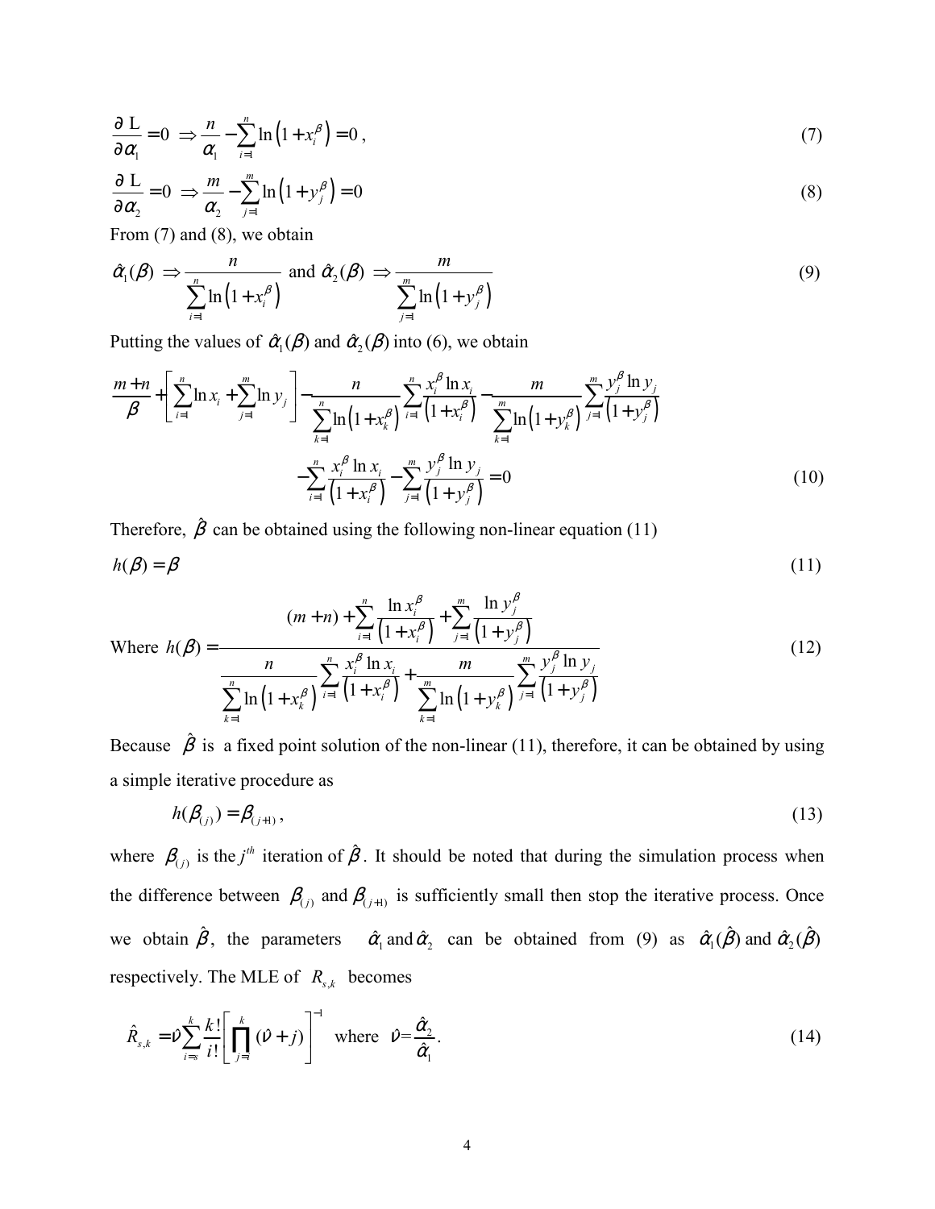$$\frac{\partial \text{ L}}{\partial \alpha_1} = 0 \;\Rightarrow \frac{n}{\alpha_1} - \sum_{i=1}^{n} \ln\left(1 + x_i^{\beta}\right) = 0\,, \tag{7}$$

$$\frac{\partial \text{ L}}{\partial \alpha_2} = 0 \;\Rightarrow \frac{m}{\alpha_2} - \sum_{j=1}^{m} \ln\left(1 + y_j^{\beta}\right) = 0 \tag{8}$$

From (7) and (8), we obtain

$$\hat{\alpha}_1(\beta) \Rightarrow \frac{n}{\sum_{i=1}^{n} \ln\left(1 + x_i^{\beta}\right)} \text{ and } \hat{\alpha}_2(\beta) \Rightarrow \frac{m}{\sum_{j=1}^{m} \ln\left(1 + y_j^{\beta}\right)} \tag{9}$$

Putting the values of $\hat{\alpha}_1(\beta)$ and $\hat{\alpha}_2(\beta)$ into (6), we obtain

$$\frac{m+n}{\beta} + \left[\sum_{i=1}^{n} \ln x_i + \sum_{j=1}^{m} \ln y_j\right] - \frac{n}{\sum_{k=1}^{n} \ln\left(1 + x_k^{\beta}\right)} \sum_{i=1}^{n} \frac{x_i^{\beta} \ln x_i}{\left(1 + x_i^{\beta}\right)} - \frac{m}{\sum_{k=1}^{m} \ln\left(1 + y_k^{\beta}\right)} \sum_{j=1}^{m} \frac{y_j^{\beta} \ln y_j}{\left(1 + y_j^{\beta}\right)}$$

$$- \sum_{i=1}^{n} \frac{x_i^{\beta} \ln x_i}{\left(1 + x_i^{\beta}\right)} - \sum_{j=1}^{m} \frac{y_j^{\beta} \ln y_j}{\left(1 + y_j^{\beta}\right)} = 0 \tag{10}$$

Therefore, $\hat{\beta}$ can be obtained using the following non-linear equation (11)

$$h(\beta) = \beta \tag{11}$$

$$\text{Where } h(\beta) = \frac{(m+n) + \sum_{i=1}^{n} \frac{\ln x_i^{\beta}}{\left(1 + x_i^{\beta}\right)} + \sum_{j=1}^{m} \frac{\ln y_j^{\beta}}{\left(1 + y_j^{\beta}\right)}}{\frac{n}{\sum_{k=1}^{n} \ln\left(1 + x_k^{\beta}\right)} \sum_{i=1}^{n} \frac{x_i^{\beta} \ln x_i}{\left(1 + x_i^{\beta}\right)} + \frac{m}{\sum_{k=1}^{m} \ln\left(1 + y_k^{\beta}\right)} \sum_{j=1}^{m} \frac{y_j^{\beta} \ln y_j}{\left(1 + y_j^{\beta}\right)}} \tag{12}$$

Because $\hat{\beta}$ is a fixed point solution of the non-linear (11), therefore, it can be obtained by using a simple iterative procedure as

$$h(\beta_{(j)}) = \beta_{(j+1)}\,, \tag{13}$$

where $\beta_{(j)}$ is the $j^{th}$ iteration of $\hat{\beta}$. It should be noted that during the simulation process when the difference between $\beta_{(j)}$ and $\beta_{(j+1)}$ is sufficiently small then stop the iterative process. Once we obtain $\hat{\beta}$, the parameters $\hat{\alpha}_1$ and $\hat{\alpha}_2$ can be obtained from (9) as $\hat{\alpha}_1(\hat{\beta})$ and $\hat{\alpha}_2(\hat{\beta})$ respectively. The MLE of $R_{s,k}$ becomes

$$\hat{R}_{s,k} = \hat{\nu} \sum_{i=s}^{k} \frac{k!}{i!} \left[\prod_{j=i}^{k} (\hat{\nu} + j)\right]^{-1} \text{ where } \hat{\nu} = \frac{\hat{\alpha}_2}{\hat{\alpha}_1}. \tag{14}$$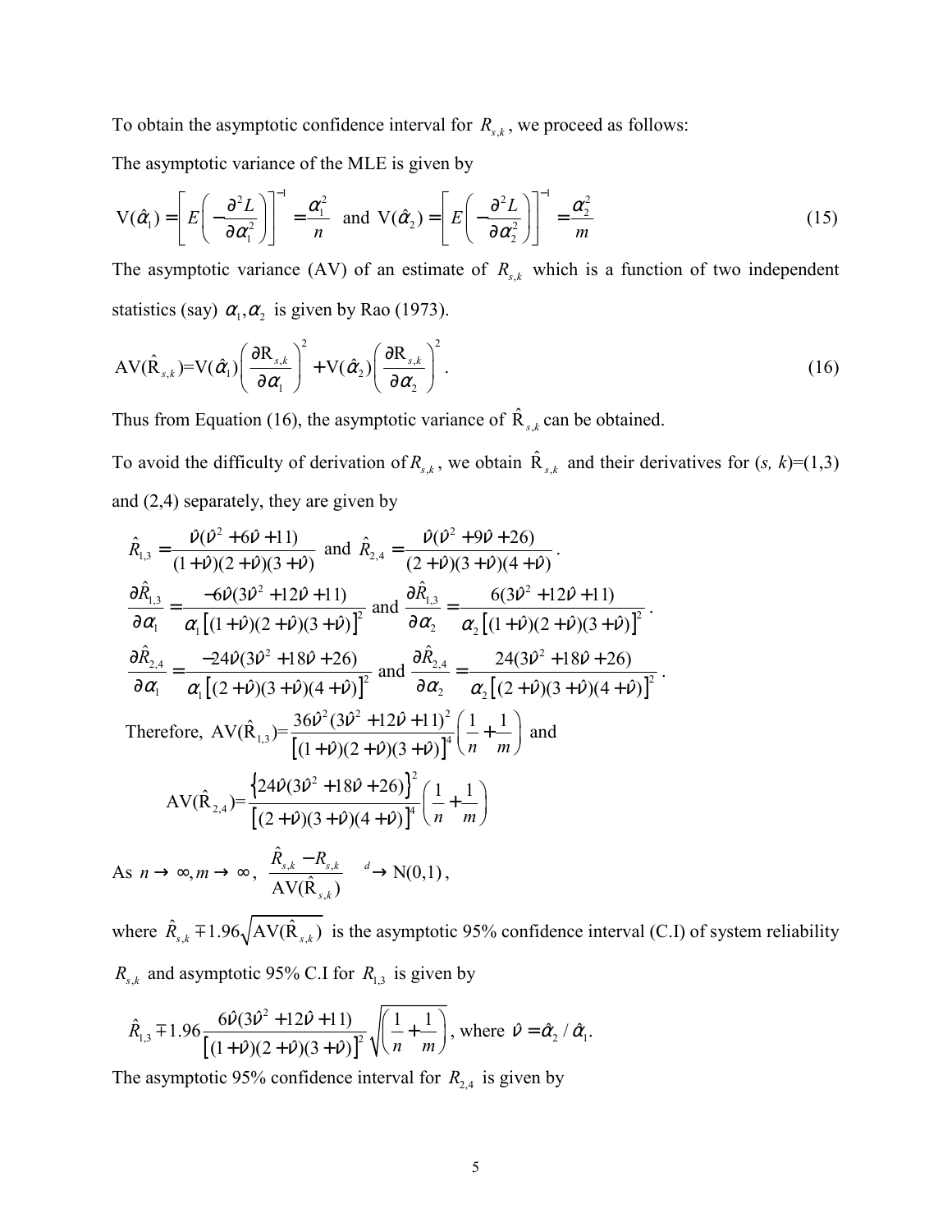To obtain the asymptotic confidence interval for $R_{s,k}$, we proceed as follows:

The asymptotic variance of the MLE is given by

$$\mathrm{V}(\hat{\alpha}_1) = \left[E\left(-\frac{\partial^2 L}{\partial \alpha_1^2}\right)\right]^{-1} = \frac{\alpha_1^2}{n} \text{ and } \mathrm{V}(\hat{\alpha}_2) = \left[E\left(-\frac{\partial^2 L}{\partial \alpha_2^2}\right)\right]^{-1} = \frac{\alpha_2^2}{m} \tag{15}$$

The asymptotic variance (AV) of an estimate of $R_{s,k}$ which is a function of two independent statistics (say) $\alpha_1, \alpha_2$ is given by Rao (1973).

$$\mathrm{AV}(\hat{\mathrm{R}}_{s,k}) = \mathrm{V}(\hat{\alpha}_1)\left(\frac{\partial \mathrm{R}_{s,k}}{\partial \alpha_1}\right)^2 + \mathrm{V}(\hat{\alpha}_2)\left(\frac{\partial \mathrm{R}_{s,k}}{\partial \alpha_2}\right)^2. \tag{16}$$

Thus from Equation (16), the asymptotic variance of $\hat{\mathrm{R}}_{s,k}$ can be obtained.

To avoid the difficulty of derivation of $R_{s,k}$, we obtain $\hat{\mathrm{R}}_{s,k}$ and their derivatives for $(s, k)$=(1,3) and (2,4) separately, they are given by

$$\hat{R}_{1,3} = \frac{\hat{\nu}(\hat{\nu}^2 + 6\hat{\nu} + 11)}{(1+\hat{\nu})(2+\hat{\nu})(3+\hat{\nu})} \text{ and } \hat{R}_{2,4} = \frac{\hat{\nu}(\hat{\nu}^2 + 9\hat{\nu} + 26)}{(2+\hat{\nu})(3+\hat{\nu})(4+\hat{\nu})}.$$

$$\frac{\partial \hat{R}_{1,3}}{\partial \alpha_1} = \frac{-6\hat{\nu}(3\hat{\nu}^2 + 12\hat{\nu} + 11)}{\alpha_1\left[(1+\hat{\nu})(2+\hat{\nu})(3+\hat{\nu})\right]^2} \text{ and } \frac{\partial \hat{R}_{1,3}}{\partial \alpha_2} = \frac{6(3\hat{\nu}^2 + 12\hat{\nu} + 11)}{\alpha_2\left[(1+\hat{\nu})(2+\hat{\nu})(3+\hat{\nu})\right]^2}.$$

$$\frac{\partial \hat{R}_{2,4}}{\partial \alpha_1} = \frac{-24\hat{\nu}(3\hat{\nu}^2 + 18\hat{\nu} + 26)}{\alpha_1\left[(2+\hat{\nu})(3+\hat{\nu})(4+\hat{\nu})\right]^2} \text{ and } \frac{\partial \hat{R}_{2,4}}{\partial \alpha_2} = \frac{24(3\hat{\nu}^2 + 18\hat{\nu} + 26)}{\alpha_2\left[(2+\hat{\nu})(3+\hat{\nu})(4+\hat{\nu})\right]^2}.$$

Therefore, $\mathrm{AV}(\hat{\mathrm{R}}_{1,3}) = \dfrac{36\hat{\nu}^2(3\hat{\nu}^2 + 12\hat{\nu} + 11)^2}{\left[(1+\hat{\nu})(2+\hat{\nu})(3+\hat{\nu})\right]^4}\left(\dfrac{1}{n} + \dfrac{1}{m}\right)$ and

$$\mathrm{AV}(\hat{\mathrm{R}}_{2,4}) = \frac{\left\{24\hat{\nu}(3\hat{\nu}^2 + 18\hat{\nu} + 26)\right\}^2}{\left[(2+\hat{\nu})(3+\hat{\nu})(4+\hat{\nu})\right]^4}\left(\frac{1}{n} + \frac{1}{m}\right)$$

As $n \to \infty, m \to \infty$, $\dfrac{\hat{R}_{s,k} - R_{s,k}}{\mathrm{AV}(\hat{\mathrm{R}}_{s,k})} \xrightarrow{d} \mathrm{N}(0,1)$,

where $\hat{R}_{s,k} \mp 1.96\sqrt{\mathrm{AV}(\hat{\mathrm{R}}_{s,k})}$ is the asymptotic 95% confidence interval (C.I) of system reliability $R_{s,k}$ and asymptotic 95% C.I for $R_{1,3}$ is given by

$$\hat{R}_{1,3} \mp 1.96 \frac{6\hat{\nu}(3\hat{\nu}^2 + 12\hat{\nu} + 11)}{\left[(1+\hat{\nu})(2+\hat{\nu})(3+\hat{\nu})\right]^2}\sqrt{\left(\frac{1}{n} + \frac{1}{m}\right)}, \text{ where } \hat{\nu} = \hat{\alpha}_2 / \hat{\alpha}_1.$$

The asymptotic 95% confidence interval for $R_{2,4}$ is given by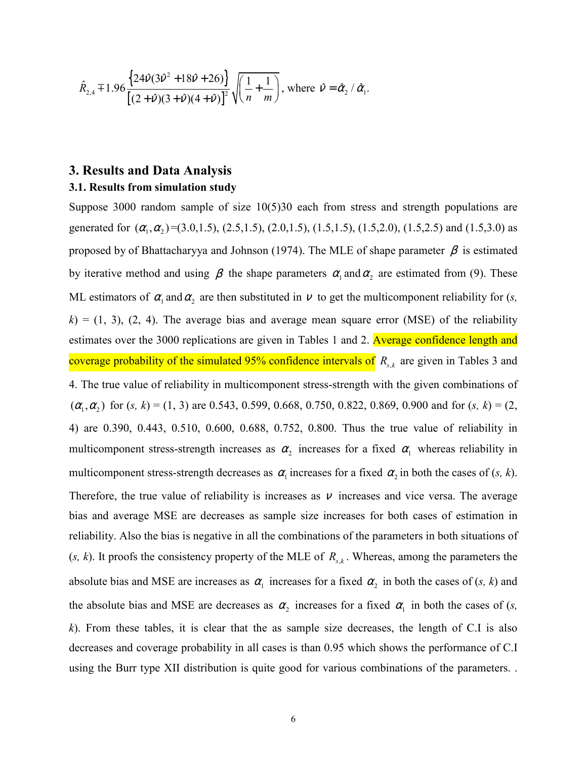$$\hat{R}_{2,4} \mp 1.96 \frac{\left\{24\hat{\nu}(3\hat{\nu}^2 + 18\hat{\nu} + 26)\right\}}{\left[(2+\hat{\nu})(3+\hat{\nu})(4+\hat{\nu})\right]^2} \sqrt{\left(\frac{1}{n} + \frac{1}{m}\right)}, \text{ where } \hat{\nu} = \hat{\alpha}_2 / \hat{\alpha}_1.$$

## 3. Results and Data Analysis

### 3.1. Results from simulation study

Suppose 3000 random sample of size 10(5)30 each from stress and strength populations are generated for $(\alpha_1, \alpha_2)$=(3.0,1.5), (2.5,1.5), (2.0,1.5), (1.5,1.5), (1.5,2.0), (1.5,2.5) and (1.5,3.0) as proposed by of Bhattacharyya and Johnson (1974). The MLE of shape parameter $\beta$ is estimated by iterative method and using $\beta$ the shape parameters $\alpha_1$ and $\alpha_2$ are estimated from (9). These ML estimators of $\alpha_1$ and $\alpha_2$ are then substituted in $\nu$ to get the multicomponent reliability for (*s, k*) = (1, 3), (2, 4). The average bias and average mean square error (MSE) of the reliability estimates over the 3000 replications are given in Tables 1 and 2. Average confidence length and coverage probability of the simulated 95% confidence intervals of $R_{s,k}$ are given in Tables 3 and 4. The true value of reliability in multicomponent stress-strength with the given combinations of $(\alpha_1, \alpha_2)$ for (*s, k*) = (1, 3) are 0.543, 0.599, 0.668, 0.750, 0.822, 0.869, 0.900 and for (*s, k*) = (2, 4) are 0.390, 0.443, 0.510, 0.600, 0.688, 0.752, 0.800. Thus the true value of reliability in multicomponent stress-strength increases as $\alpha_2$ increases for a fixed $\alpha_1$ whereas reliability in multicomponent stress-strength decreases as $\alpha_1$ increases for a fixed $\alpha_2$ in both the cases of (*s, k*). Therefore, the true value of reliability is increases as $\nu$ increases and vice versa. The average bias and average MSE are decreases as sample size increases for both cases of estimation in reliability. Also the bias is negative in all the combinations of the parameters in both situations of (*s, k*). It proofs the consistency property of the MLE of $R_{s,k}$. Whereas, among the parameters the absolute bias and MSE are increases as $\alpha_1$ increases for a fixed $\alpha_2$ in both the cases of (*s, k*) and the absolute bias and MSE are decreases as $\alpha_2$ increases for a fixed $\alpha_1$ in both the cases of (*s, k*). From these tables, it is clear that the as sample size decreases, the length of C.I is also decreases and coverage probability in all cases is than 0.95 which shows the performance of C.I using the Burr type XII distribution is quite good for various combinations of the parameters. .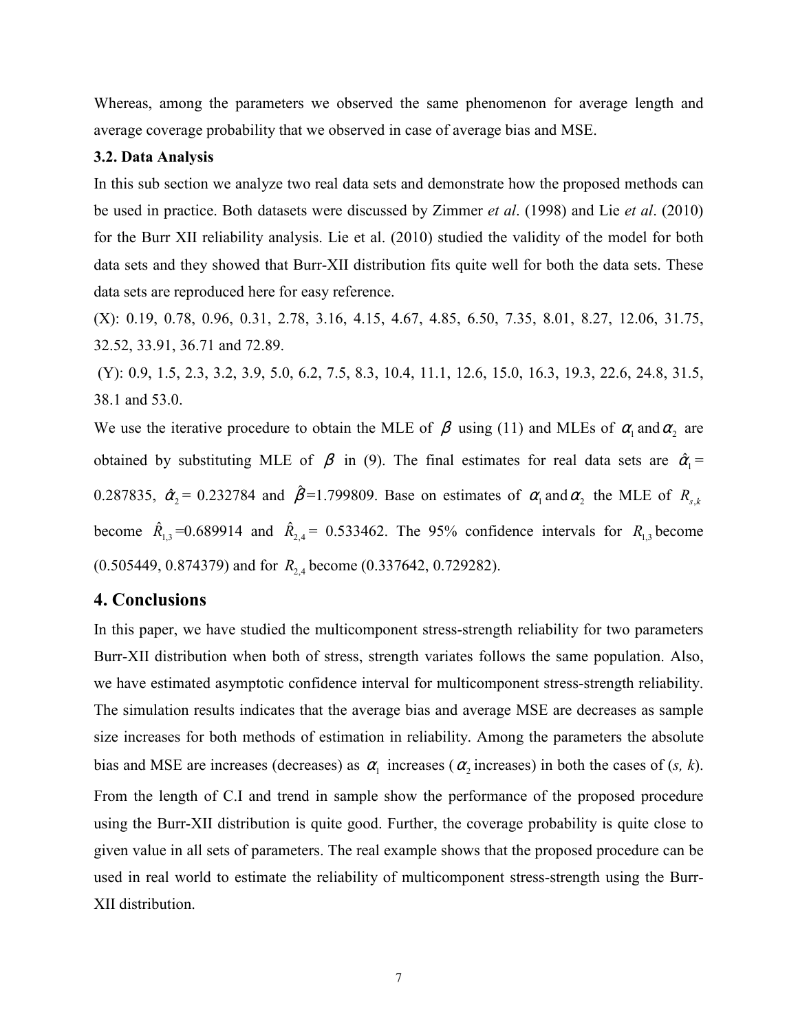Whereas, among the parameters we observed the same phenomenon for average length and average coverage probability that we observed in case of average bias and MSE.

### 3.2. Data Analysis

In this sub section we analyze two real data sets and demonstrate how the proposed methods can be used in practice. Both datasets were discussed by Zimmer *et al*. (1998) and Lie *et al*. (2010) for the Burr XII reliability analysis. Lie et al. (2010) studied the validity of the model for both data sets and they showed that Burr-XII distribution fits quite well for both the data sets. These data sets are reproduced here for easy reference.

(X): 0.19, 0.78, 0.96, 0.31, 2.78, 3.16, 4.15, 4.67, 4.85, 6.50, 7.35, 8.01, 8.27, 12.06, 31.75, 32.52, 33.91, 36.71 and 72.89.

(Y): 0.9, 1.5, 2.3, 3.2, 3.9, 5.0, 6.2, 7.5, 8.3, 10.4, 11.1, 12.6, 15.0, 16.3, 19.3, 22.6, 24.8, 31.5, 38.1 and 53.0.

We use the iterative procedure to obtain the MLE of $\beta$ using (11) and MLEs of $\alpha_1$ and $\alpha_2$ are obtained by substituting MLE of $\beta$ in (9). The final estimates for real data sets are $\hat{\alpha}_1$ = 0.287835, $\hat{\alpha}_2$ = 0.232784 and $\hat{\beta}$=1.799809. Base on estimates of $\alpha_1$ and $\alpha_2$ the MLE of $R_{s,k}$ become $\hat{R}_{1,3}$=0.689914 and $\hat{R}_{2,4}$ = 0.533462. The 95% confidence intervals for $R_{1,3}$ become (0.505449, 0.874379) and for $R_{2,4}$ become (0.337642, 0.729282).

## 4. Conclusions

In this paper, we have studied the multicomponent stress-strength reliability for two parameters Burr-XII distribution when both of stress, strength variates follows the same population. Also, we have estimated asymptotic confidence interval for multicomponent stress-strength reliability. The simulation results indicates that the average bias and average MSE are decreases as sample size increases for both methods of estimation in reliability. Among the parameters the absolute bias and MSE are increases (decreases) as $\alpha_1$ increases ($\alpha_2$ increases) in both the cases of (*s, k*). From the length of C.I and trend in sample show the performance of the proposed procedure using the Burr-XII distribution is quite good. Further, the coverage probability is quite close to given value in all sets of parameters. The real example shows that the proposed procedure can be used in real world to estimate the reliability of multicomponent stress-strength using the Burr-XII distribution.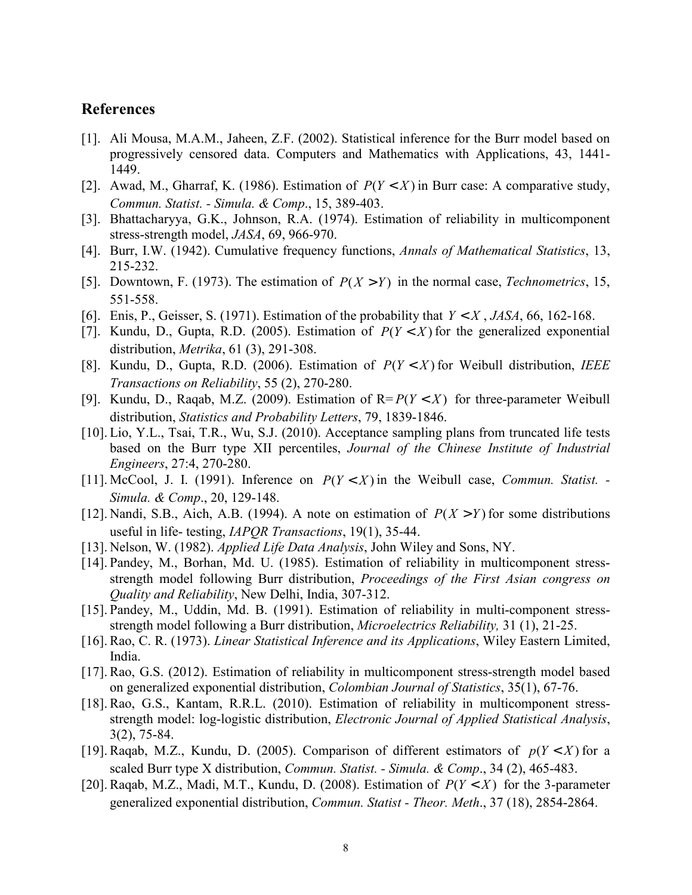## References

[1]. Ali Mousa, M.A.M., Jaheen, Z.F. (2002). Statistical inference for the Burr model based on progressively censored data. Computers and Mathematics with Applications, 43, 1441-1449.

[2]. Awad, M., Gharraf, K. (1986). Estimation of $P(Y < X)$ in Burr case: A comparative study, *Commun. Statist. - Simula. & Comp*., 15, 389-403.

[3]. Bhattacharyya, G.K., Johnson, R.A. (1974). Estimation of reliability in multicomponent stress-strength model, *JASA*, 69, 966-970.

[4]. Burr, I.W. (1942). Cumulative frequency functions, *Annals of Mathematical Statistics*, 13, 215-232.

[5]. Downtown, F. (1973). The estimation of $P(X > Y)$ in the normal case, *Technometrics*, 15, 551-558.

[6]. Enis, P., Geisser, S. (1971). Estimation of the probability that $Y < X$, *JASA*, 66, 162-168.

[7]. Kundu, D., Gupta, R.D. (2005). Estimation of $P(Y < X)$ for the generalized exponential distribution, *Metrika*, 61 (3), 291-308.

[8]. Kundu, D., Gupta, R.D. (2006). Estimation of $P(Y < X)$ for Weibull distribution, *IEEE Transactions on Reliability*, 55 (2), 270-280.

[9]. Kundu, D., Raqab, M.Z. (2009). Estimation of R= $P(Y < X)$ for three-parameter Weibull distribution, *Statistics and Probability Letters*, 79, 1839-1846.

[10]. Lio, Y.L., Tsai, T.R., Wu, S.J. (2010). Acceptance sampling plans from truncated life tests based on the Burr type XII percentiles, *Journal of the Chinese Institute of Industrial Engineers*, 27:4, 270-280.

[11]. McCool, J. I. (1991). Inference on $P(Y < X)$ in the Weibull case, *Commun. Statist. - Simula. & Comp*., 20, 129-148.

[12]. Nandi, S.B., Aich, A.B. (1994). A note on estimation of $P(X > Y)$ for some distributions useful in life- testing, *IAPQR Transactions*, 19(1), 35-44.

[13]. Nelson, W. (1982). *Applied Life Data Analysis*, John Wiley and Sons, NY.

[14]. Pandey, M., Borhan, Md. U. (1985). Estimation of reliability in multicomponent stress-strength model following Burr distribution, *Proceedings of the First Asian congress on Quality and Reliability*, New Delhi, India, 307-312.

[15]. Pandey, M., Uddin, Md. B. (1991). Estimation of reliability in multi-component stress-strength model following a Burr distribution, *Microelectrics Reliability,* 31 (1), 21-25.

[16]. Rao, C. R. (1973). *Linear Statistical Inference and its Applications*, Wiley Eastern Limited, India.

[17]. Rao, G.S. (2012). Estimation of reliability in multicomponent stress-strength model based on generalized exponential distribution, *Colombian Journal of Statistics*, 35(1), 67-76.

[18]. Rao, G.S., Kantam, R.R.L. (2010). Estimation of reliability in multicomponent stress-strength model: log-logistic distribution, *Electronic Journal of Applied Statistical Analysis*, 3(2), 75-84.

[19]. Raqab, M.Z., Kundu, D. (2005). Comparison of different estimators of $p(Y < X)$ for a scaled Burr type X distribution, *Commun. Statist. - Simula. & Comp*., 34 (2), 465-483.

[20]. Raqab, M.Z., Madi, M.T., Kundu, D. (2008). Estimation of $P(Y < X)$ for the 3-parameter generalized exponential distribution, *Commun. Statist - Theor. Meth*., 37 (18), 2854-2864.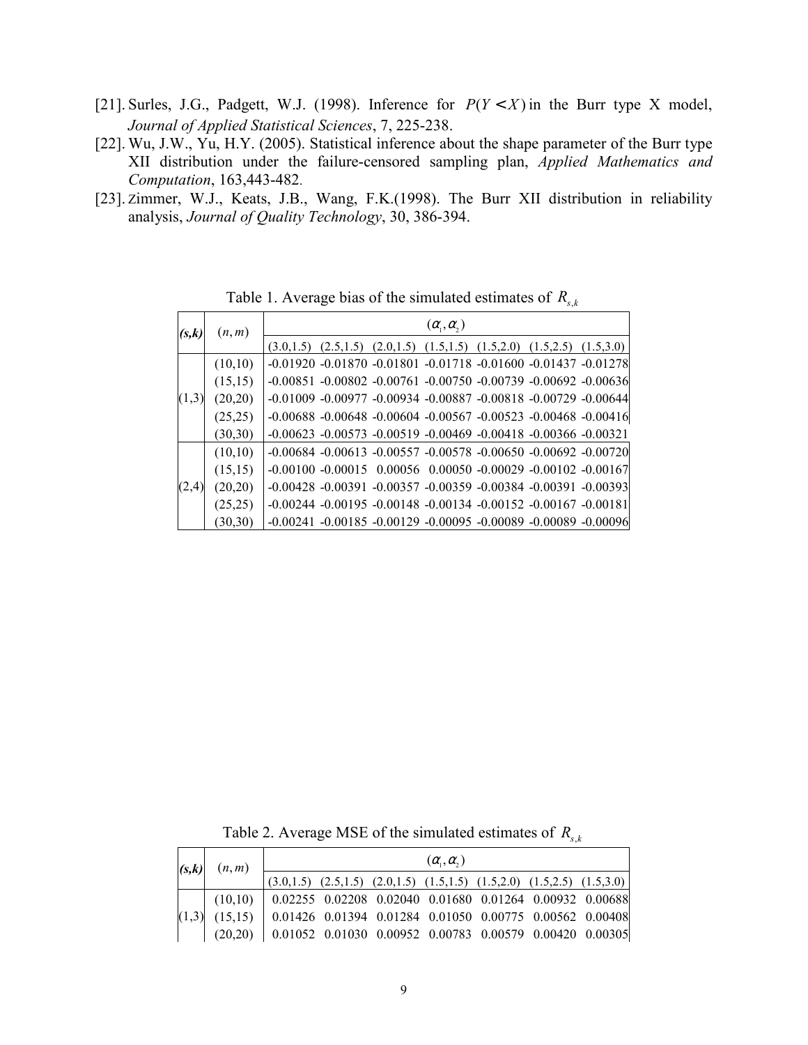[21]. Surles, J.G., Padgett, W.J. (1998). Inference for $P(Y < X)$ in the Burr type X model, *Journal of Applied Statistical Sciences*, 7, 225-238.

[22]. Wu, J.W., Yu, H.Y. (2005). Statistical inference about the shape parameter of the Burr type XII distribution under the failure-censored sampling plan, *Applied Mathematics and Computation*, 163,443-482.

[23]. Zimmer, W.J., Keats, J.B., Wang, F.K.(1998). The Burr XII distribution in reliability analysis, *Journal of Quality Technology*, 30, 386-394.

Table 1. Average bias of the simulated estimates of $R_{s,k}$

| **(s,k)** | $(n,m)$ | $(\alpha_1,\alpha_2)$ | | | | | | |
|---|---|---|---|---|---|---|---|---|
| | | (3.0,1.5) | (2.5,1.5) | (2.0,1.5) | (1.5,1.5) | (1.5,2.0) | (1.5,2.5) | (1.5,3.0) |
| (1,3) | (10,10) | -0.01920 | -0.01870 | -0.01801 | -0.01718 | -0.01600 | -0.01437 | -0.01278 |
| | (15,15) | -0.00851 | -0.00802 | -0.00761 | -0.00750 | -0.00739 | -0.00692 | -0.00636 |
| | (20,20) | -0.01009 | -0.00977 | -0.00934 | -0.00887 | -0.00818 | -0.00729 | -0.00644 |
| | (25,25) | -0.00688 | -0.00648 | -0.00604 | -0.00567 | -0.00523 | -0.00468 | -0.00416 |
| | (30,30) | -0.00623 | -0.00573 | -0.00519 | -0.00469 | -0.00418 | -0.00366 | -0.00321 |
| (2,4) | (10,10) | -0.00684 | -0.00613 | -0.00557 | -0.00578 | -0.00650 | -0.00692 | -0.00720 |
| | (15,15) | -0.00100 | -0.00015 | 0.00056 | 0.00050 | -0.00029 | -0.00102 | -0.00167 |
| | (20,20) | -0.00428 | -0.00391 | -0.00357 | -0.00359 | -0.00384 | -0.00391 | -0.00393 |
| | (25,25) | -0.00244 | -0.00195 | -0.00148 | -0.00134 | -0.00152 | -0.00167 | -0.00181 |
| | (30,30) | -0.00241 | -0.00185 | -0.00129 | -0.00095 | -0.00089 | -0.00089 | -0.00096 |

Table 2. Average MSE of the simulated estimates of $R_{s,k}$

| **(s,k)** | $(n,m)$ | $(\alpha_1,\alpha_2)$ | | | | | | |
|---|---|---|---|---|---|---|---|---|
| | | (3.0,1.5) | (2.5,1.5) | (2.0,1.5) | (1.5,1.5) | (1.5,2.0) | (1.5,2.5) | (1.5,3.0) |
| (1,3) | (10,10) | 0.02255 | 0.02208 | 0.02040 | 0.01680 | 0.01264 | 0.00932 | 0.00688 |
| | (15,15) | 0.01426 | 0.01394 | 0.01284 | 0.01050 | 0.00775 | 0.00562 | 0.00408 |
| | (20,20) | 0.01052 | 0.01030 | 0.00952 | 0.00783 | 0.00579 | 0.00420 | 0.00305 |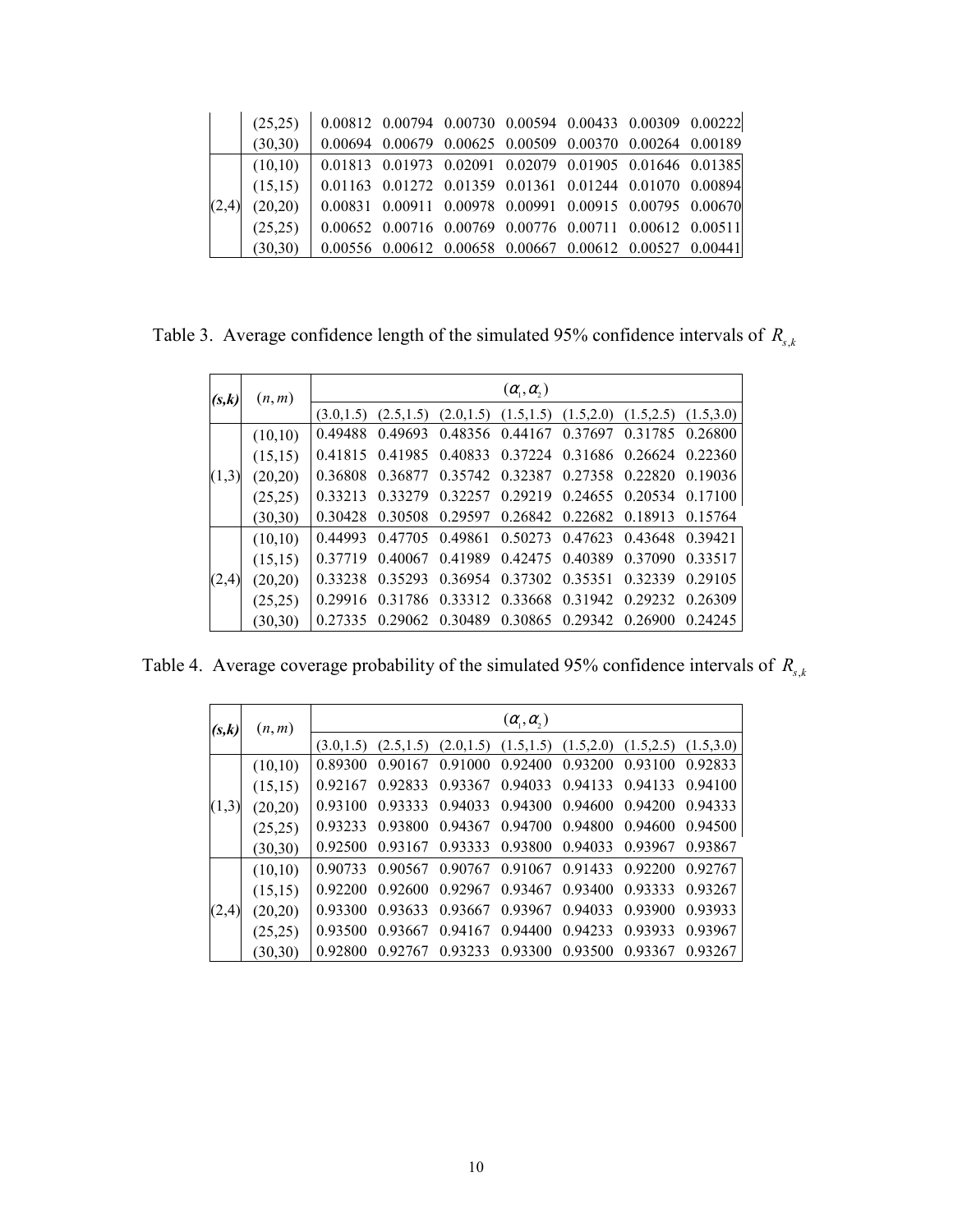| | | | | | | | | |
|---|---|---|---|---|---|---|---|---|
| | (25,25) | 0.00812 | 0.00794 | 0.00730 | 0.00594 | 0.00433 | 0.00309 | 0.00222 |
| | (30,30) | 0.00694 | 0.00679 | 0.00625 | 0.00509 | 0.00370 | 0.00264 | 0.00189 |
| (2,4) | (10,10) | 0.01813 | 0.01973 | 0.02091 | 0.02079 | 0.01905 | 0.01646 | 0.01385 |
| | (15,15) | 0.01163 | 0.01272 | 0.01359 | 0.01361 | 0.01244 | 0.01070 | 0.00894 |
| | (20,20) | 0.00831 | 0.00911 | 0.00978 | 0.00991 | 0.00915 | 0.00795 | 0.00670 |
| | (25,25) | 0.00652 | 0.00716 | 0.00769 | 0.00776 | 0.00711 | 0.00612 | 0.00511 |
| | (30,30) | 0.00556 | 0.00612 | 0.00658 | 0.00667 | 0.00612 | 0.00527 | 0.00441 |

Table 3. Average confidence length of the simulated 95% confidence intervals of $R_{s,k}$

| **(s,k)** | $(n,m)$ | $(\alpha_1,\alpha_2)$ | | | | | | |
|---|---|---|---|---|---|---|---|---|
| | | (3.0,1.5) | (2.5,1.5) | (2.0,1.5) | (1.5,1.5) | (1.5,2.0) | (1.5,2.5) | (1.5,3.0) |
| (1,3) | (10,10) | 0.49488 | 0.49693 | 0.48356 | 0.44167 | 0.37697 | 0.31785 | 0.26800 |
| | (15,15) | 0.41815 | 0.41985 | 0.40833 | 0.37224 | 0.31686 | 0.26624 | 0.22360 |
| | (20,20) | 0.36808 | 0.36877 | 0.35742 | 0.32387 | 0.27358 | 0.22820 | 0.19036 |
| | (25,25) | 0.33213 | 0.33279 | 0.32257 | 0.29219 | 0.24655 | 0.20534 | 0.17100 |
| | (30,30) | 0.30428 | 0.30508 | 0.29597 | 0.26842 | 0.22682 | 0.18913 | 0.15764 |
| (2,4) | (10,10) | 0.44993 | 0.47705 | 0.49861 | 0.50273 | 0.47623 | 0.43648 | 0.39421 |
| | (15,15) | 0.37719 | 0.40067 | 0.41989 | 0.42475 | 0.40389 | 0.37090 | 0.33517 |
| | (20,20) | 0.33238 | 0.35293 | 0.36954 | 0.37302 | 0.35351 | 0.32339 | 0.29105 |
| | (25,25) | 0.29916 | 0.31786 | 0.33312 | 0.33668 | 0.31942 | 0.29232 | 0.26309 |
| | (30,30) | 0.27335 | 0.29062 | 0.30489 | 0.30865 | 0.29342 | 0.26900 | 0.24245 |

Table 4. Average coverage probability of the simulated 95% confidence intervals of $R_{s,k}$

| **(s,k)** | $(n,m)$ | $(\alpha_1,\alpha_2)$ | | | | | | |
|---|---|---|---|---|---|---|---|---|
| | | (3.0,1.5) | (2.5,1.5) | (2.0,1.5) | (1.5,1.5) | (1.5,2.0) | (1.5,2.5) | (1.5,3.0) |
| (1,3) | (10,10) | 0.89300 | 0.90167 | 0.91000 | 0.92400 | 0.93200 | 0.93100 | 0.92833 |
| | (15,15) | 0.92167 | 0.92833 | 0.93367 | 0.94033 | 0.94133 | 0.94133 | 0.94100 |
| | (20,20) | 0.93100 | 0.93333 | 0.94033 | 0.94300 | 0.94600 | 0.94200 | 0.94333 |
| | (25,25) | 0.93233 | 0.93800 | 0.94367 | 0.94700 | 0.94800 | 0.94600 | 0.94500 |
| | (30,30) | 0.92500 | 0.93167 | 0.93333 | 0.93800 | 0.94033 | 0.93967 | 0.93867 |
| (2,4) | (10,10) | 0.90733 | 0.90567 | 0.90767 | 0.91067 | 0.91433 | 0.92200 | 0.92767 |
| | (15,15) | 0.92200 | 0.92600 | 0.92967 | 0.93467 | 0.93400 | 0.93333 | 0.93267 |
| | (20,20) | 0.93300 | 0.93633 | 0.93667 | 0.93967 | 0.94033 | 0.93900 | 0.93933 |
| | (25,25) | 0.93500 | 0.93667 | 0.94167 | 0.94400 | 0.94233 | 0.93933 | 0.93967 |
| | (30,30) | 0.92800 | 0.92767 | 0.93233 | 0.93300 | 0.93500 | 0.93367 | 0.93267 |